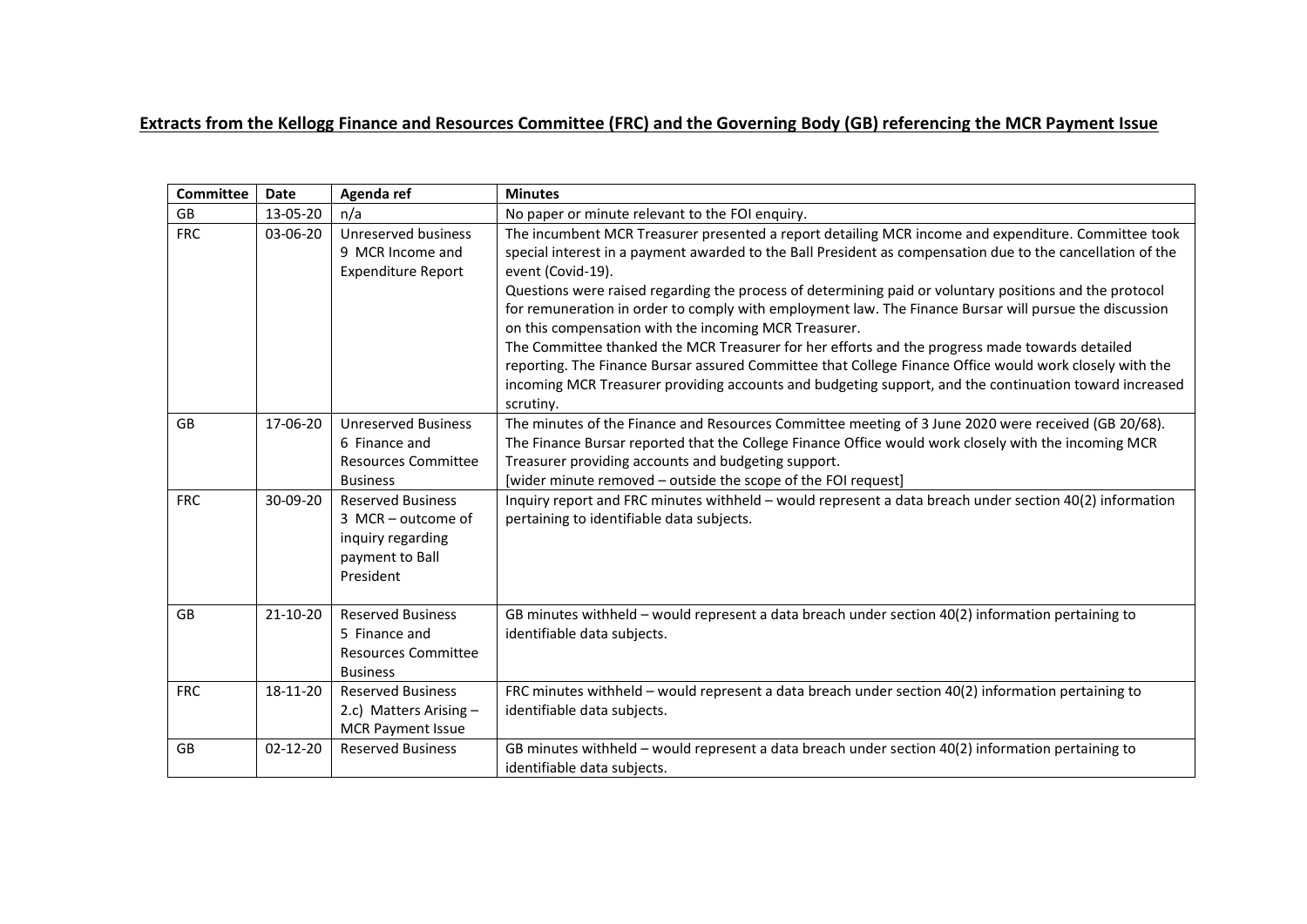**Extracts from the Kellogg Finance and Resources Committee (FRC) and the Governing Body (GB) referencing the MCR Payment Issue**

| Committee | Date | Agenda ref | Minutes |
|---|---|---|---|
| GB | 13-05-20 | n/a | No paper or minute relevant to the FOI enquiry. |
| FRC | 03-06-20 | Unreserved business 9 MCR Income and Expenditure Report | The incumbent MCR Treasurer presented a report detailing MCR income and expenditure. Committee took special interest in a payment awarded to the Ball President as compensation due to the cancellation of the event (Covid-19). Questions were raised regarding the process of determining paid or voluntary positions and the protocol for remuneration in order to comply with employment law. The Finance Bursar will pursue the discussion on this compensation with the incoming MCR Treasurer. The Committee thanked the MCR Treasurer for her efforts and the progress made towards detailed reporting. The Finance Bursar assured Committee that College Finance Office would work closely with the incoming MCR Treasurer providing accounts and budgeting support, and the continuation toward increased scrutiny. |
| GB | 17-06-20 | Unreserved Business 6 Finance and Resources Committee Business | The minutes of the Finance and Resources Committee meeting of 3 June 2020 were received (GB 20/68). The Finance Bursar reported that the College Finance Office would work closely with the incoming MCR Treasurer providing accounts and budgeting support. [wider minute removed – outside the scope of the FOI request] |
| FRC | 30-09-20 | Reserved Business 3 MCR – outcome of inquiry regarding payment to Ball President | Inquiry report and FRC minutes withheld – would represent a data breach under section 40(2) information pertaining to identifiable data subjects. |
| GB | 21-10-20 | Reserved Business 5 Finance and Resources Committee Business | GB minutes withheld – would represent a data breach under section 40(2) information pertaining to identifiable data subjects. |
| FRC | 18-11-20 | Reserved Business 2.c) Matters Arising – MCR Payment Issue | FRC minutes withheld – would represent a data breach under section 40(2) information pertaining to identifiable data subjects. |
| GB | 02-12-20 | Reserved Business | GB minutes withheld – would represent a data breach under section 40(2) information pertaining to identifiable data subjects. |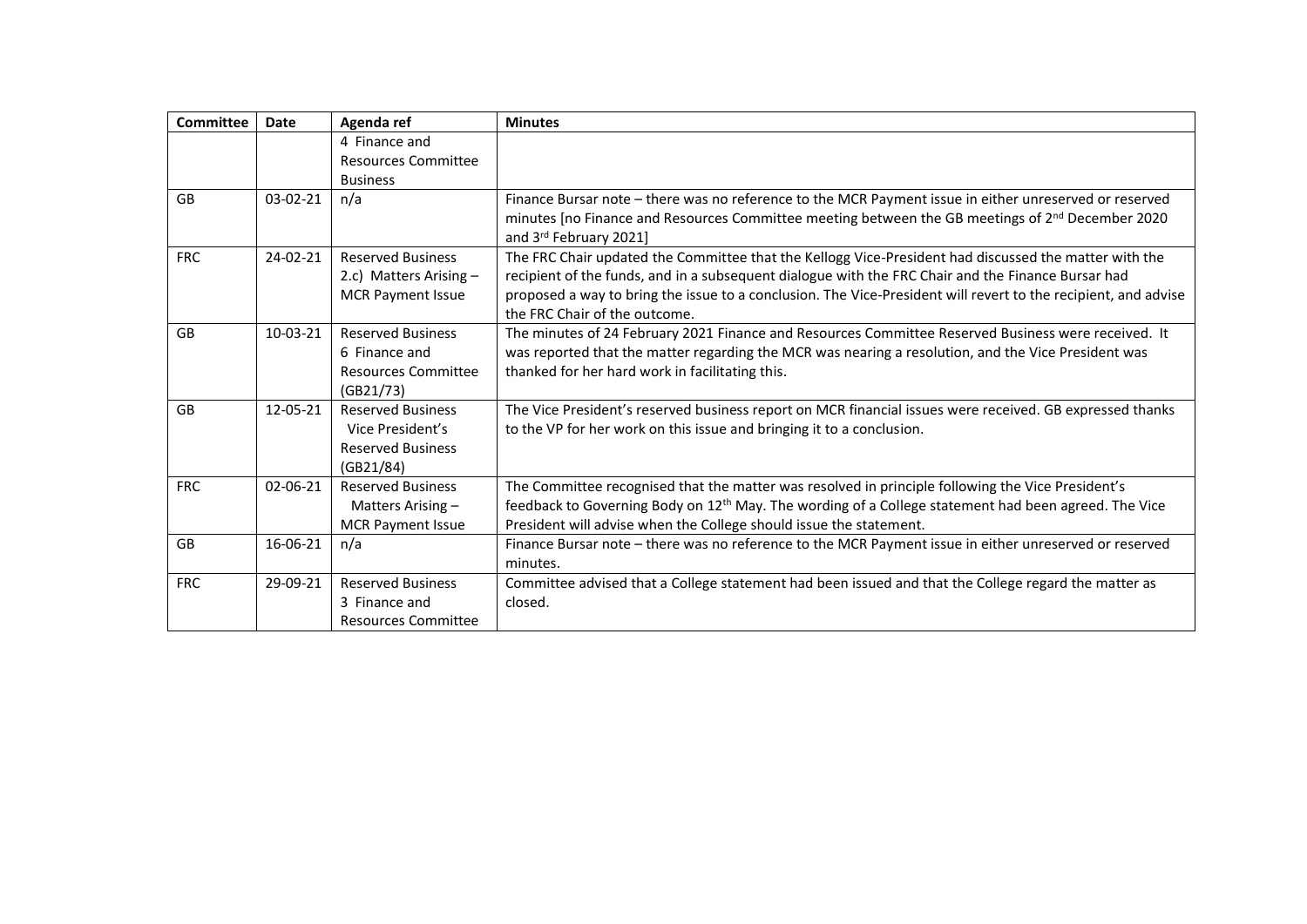| Committee | Date | Agenda ref | Minutes |
|---|---|---|---|
| | | 4 Finance and Resources Committee Business | |
| GB | 03-02-21 | n/a | Finance Bursar note – there was no reference to the MCR Payment issue in either unreserved or reserved minutes [no Finance and Resources Committee meeting between the GB meetings of 2nd December 2020 and 3rd February 2021] |
| FRC | 24-02-21 | Reserved Business 2.c) Matters Arising – MCR Payment Issue | The FRC Chair updated the Committee that the Kellogg Vice-President had discussed the matter with the recipient of the funds, and in a subsequent dialogue with the FRC Chair and the Finance Bursar had proposed a way to bring the issue to a conclusion. The Vice-President will revert to the recipient, and advise the FRC Chair of the outcome. |
| GB | 10-03-21 | Reserved Business 6 Finance and Resources Committee (GB21/73) | The minutes of 24 February 2021 Finance and Resources Committee Reserved Business were received. It was reported that the matter regarding the MCR was nearing a resolution, and the Vice President was thanked for her hard work in facilitating this. |
| GB | 12-05-21 | Reserved Business Vice President's Reserved Business (GB21/84) | The Vice President's reserved business report on MCR financial issues were received. GB expressed thanks to the VP for her work on this issue and bringing it to a conclusion. |
| FRC | 02-06-21 | Reserved Business Matters Arising – MCR Payment Issue | The Committee recognised that the matter was resolved in principle following the Vice President's feedback to Governing Body on 12th May. The wording of a College statement had been agreed. The Vice President will advise when the College should issue the statement. |
| GB | 16-06-21 | n/a | Finance Bursar note – there was no reference to the MCR Payment issue in either unreserved or reserved minutes. |
| FRC | 29-09-21 | Reserved Business 3 Finance and Resources Committee | Committee advised that a College statement had been issued and that the College regard the matter as closed. |